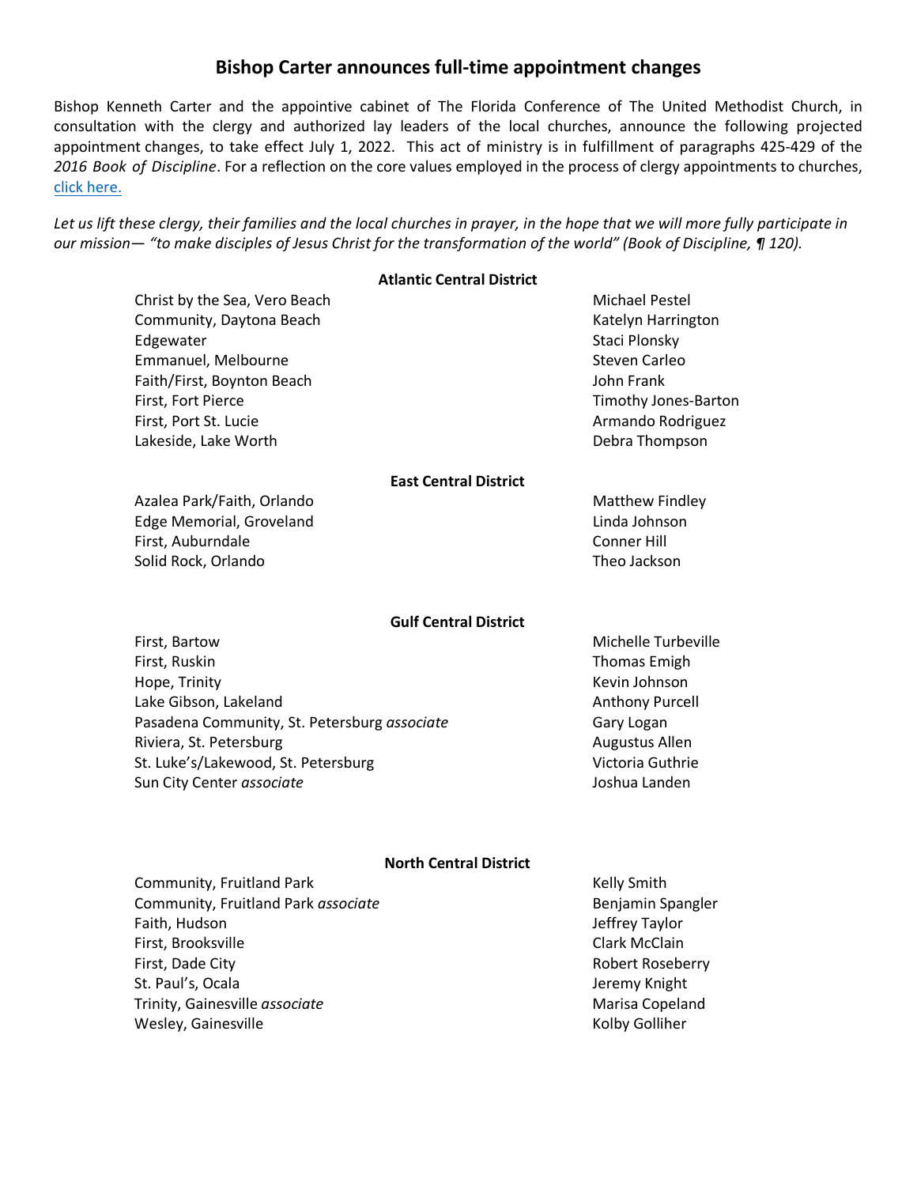# Bishop Carter announces full-time appointment changes

Bishop Kenneth Carter and the appointive cabinet of The Florida Conference of The United Methodist Church, in consultation with the clergy and authorized lay leaders of the local churches, announce the following projected appointment changes, to take effect July 1, 2022. This act of ministry is in fulfillment of paragraphs 425-429 of the *2016 Book of Discipline*. For a reflection on the core values employed in the process of clergy appointments to churches, [click here.]()

*Let us lift these clergy, their families and the local churches in prayer, in the hope that we will more fully participate in our mission— "to make disciples of Jesus Christ for the transformation of the world" (Book of Discipline, ¶ 120).*

### Atlantic Central District

| Church | Clergy |
|---|---|
| Christ by the Sea, Vero Beach | Michael Pestel |
| Community, Daytona Beach | Katelyn Harrington |
| Edgewater | Staci Plonsky |
| Emmanuel, Melbourne | Steven Carleo |
| Faith/First, Boynton Beach | John Frank |
| First, Fort Pierce | Timothy Jones-Barton |
| First, Port St. Lucie | Armando Rodriguez |
| Lakeside, Lake Worth | Debra Thompson |

### East Central District

| Church | Clergy |
|---|---|
| Azalea Park/Faith, Orlando | Matthew Findley |
| Edge Memorial, Groveland | Linda Johnson |
| First, Auburndale | Conner Hill |
| Solid Rock, Orlando | Theo Jackson |

### Gulf Central District

| Church | Clergy |
|---|---|
| First, Bartow | Michelle Turbeville |
| First, Ruskin | Thomas Emigh |
| Hope, Trinity | Kevin Johnson |
| Lake Gibson, Lakeland | Anthony Purcell |
| Pasadena Community, St. Petersburg *associate* | Gary Logan |
| Riviera, St. Petersburg | Augustus Allen |
| St. Luke's/Lakewood, St. Petersburg | Victoria Guthrie |
| Sun City Center *associate* | Joshua Landen |

### North Central District

| Church | Clergy |
|---|---|
| Community, Fruitland Park | Kelly Smith |
| Community, Fruitland Park *associate* | Benjamin Spangler |
| Faith, Hudson | Jeffrey Taylor |
| First, Brooksville | Clark McClain |
| First, Dade City | Robert Roseberry |
| St. Paul's, Ocala | Jeremy Knight |
| Trinity, Gainesville *associate* | Marisa Copeland |
| Wesley, Gainesville | Kolby Golliher |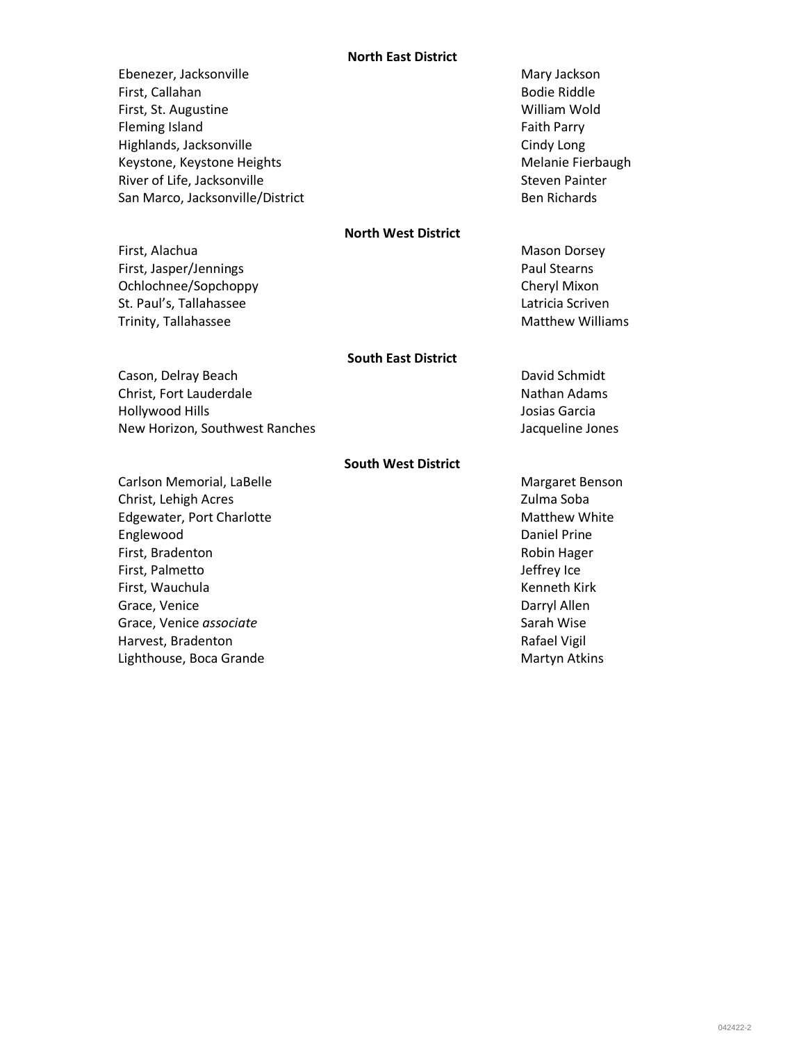**North East District**

| | |
|---|---|
| Ebenezer, Jacksonville | Mary Jackson |
| First, Callahan | Bodie Riddle |
| First, St. Augustine | William Wold |
| Fleming Island | Faith Parry |
| Highlands, Jacksonville | Cindy Long |
| Keystone, Keystone Heights | Melanie Fierbaugh |
| River of Life, Jacksonville | Steven Painter |
| San Marco, Jacksonville/District | Ben Richards |

**North West District**

| | |
|---|---|
| First, Alachua | Mason Dorsey |
| First, Jasper/Jennings | Paul Stearns |
| Ochlochnee/Sopchoppy | Cheryl Mixon |
| St. Paul's, Tallahassee | Latricia Scriven |
| Trinity, Tallahassee | Matthew Williams |

**South East District**

| | |
|---|---|
| Cason, Delray Beach | David Schmidt |
| Christ, Fort Lauderdale | Nathan Adams |
| Hollywood Hills | Josias Garcia |
| New Horizon, Southwest Ranches | Jacqueline Jones |

**South West District**

| | |
|---|---|
| Carlson Memorial, LaBelle | Margaret Benson |
| Christ, Lehigh Acres | Zulma Soba |
| Edgewater, Port Charlotte | Matthew White |
| Englewood | Daniel Prine |
| First, Bradenton | Robin Hager |
| First, Palmetto | Jeffrey Ice |
| First, Wauchula | Kenneth Kirk |
| Grace, Venice | Darryl Allen |
| Grace, Venice *associate* | Sarah Wise |
| Harvest, Bradenton | Rafael Vigil |
| Lighthouse, Boca Grande | Martyn Atkins |

042422-2